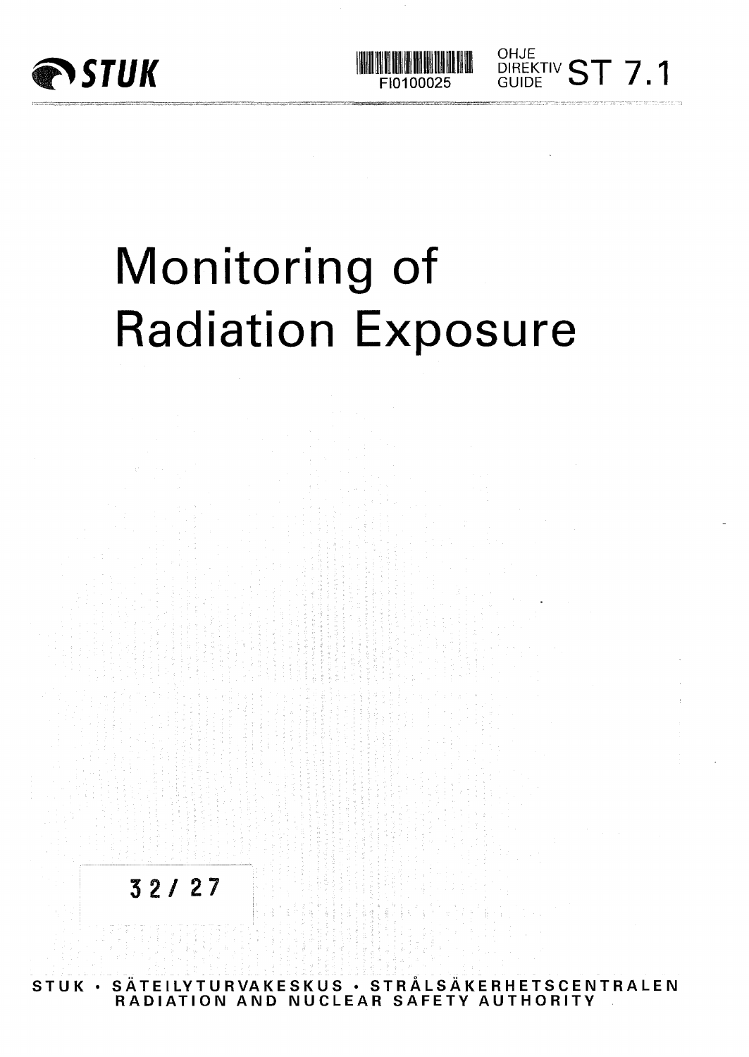STUK

FI0100025

OHJE
DIREKTIV
GUIDE ST 7.1

# Monitoring of Radiation Exposure

32/27

STUK • SÄTEILYTURVAKESKUS • STRÅLSÄKERHETSCENTRALEN
RADIATION AND NUCLEAR SAFETY AUTHORITY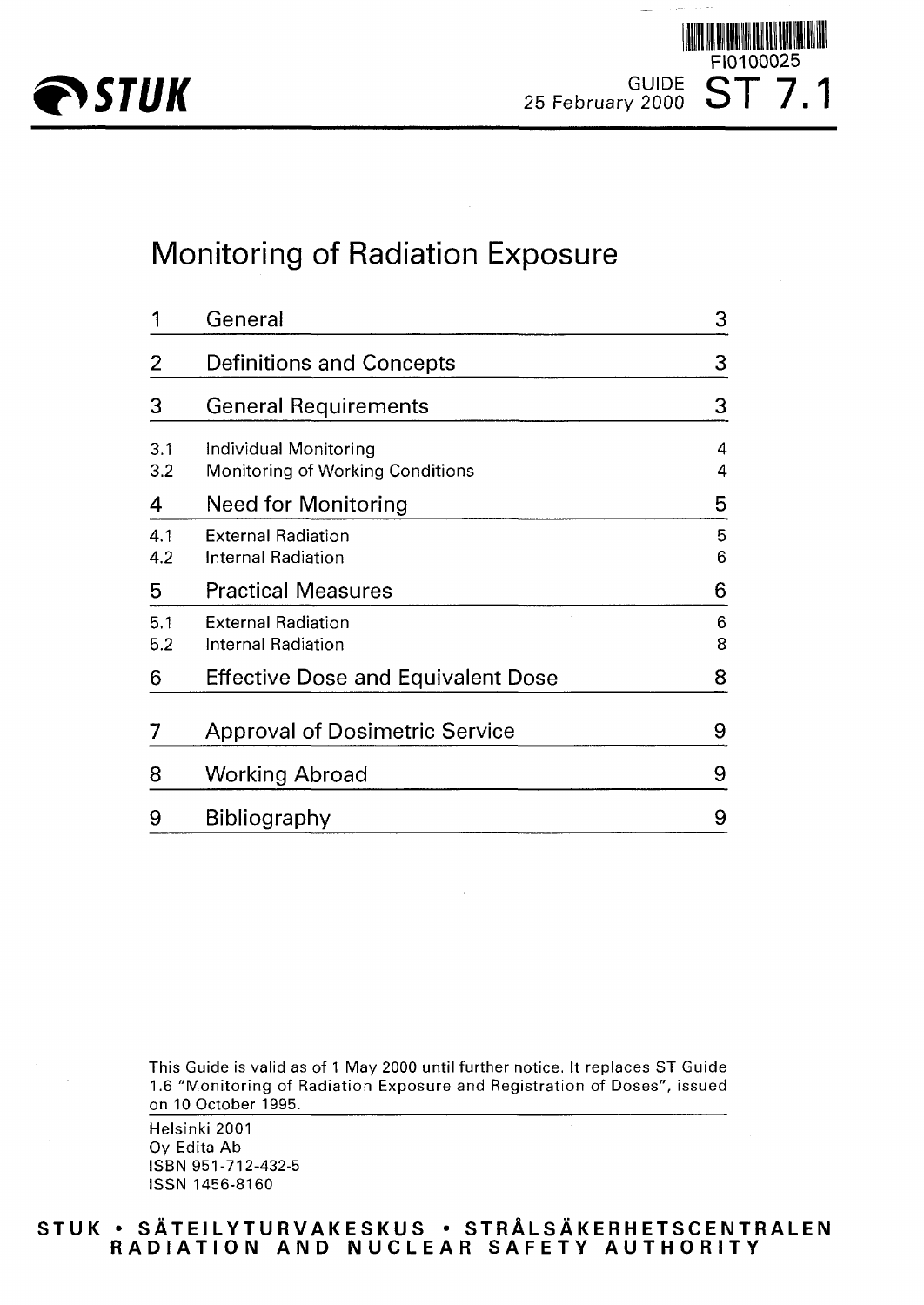STUK

FI0100025

GUIDE ST 7.1

25 February 2000

# Monitoring of Radiation Exposure

| | | |
|---|---|---|
| 1 | General | 3 |
| 2 | Definitions and Concepts | 3 |
| 3 | General Requirements | 3 |
| 3.1 | Individual Monitoring | 4 |
| 3.2 | Monitoring of Working Conditions | 4 |
| 4 | Need for Monitoring | 5 |
| 4.1 | External Radiation | 5 |
| 4.2 | Internal Radiation | 6 |
| 5 | Practical Measures | 6 |
| 5.1 | External Radiation | 6 |
| 5.2 | Internal Radiation | 8 |
| 6 | Effective Dose and Equivalent Dose | 8 |
| 7 | Approval of Dosimetric Service | 9 |
| 8 | Working Abroad | 9 |
| 9 | Bibliography | 9 |

This Guide is valid as of 1 May 2000 until further notice. It replaces ST Guide 1.6 "Monitoring of Radiation Exposure and Registration of Doses", issued on 10 October 1995.

Helsinki 2001
Oy Edita Ab
ISBN 951-712-432-5
ISSN 1456-8160

STUK • SÄTEILYTURVAKESKUS • STRÅLSÄKERHETSCENTRALEN
RADIATION AND NUCLEAR SAFETY AUTHORITY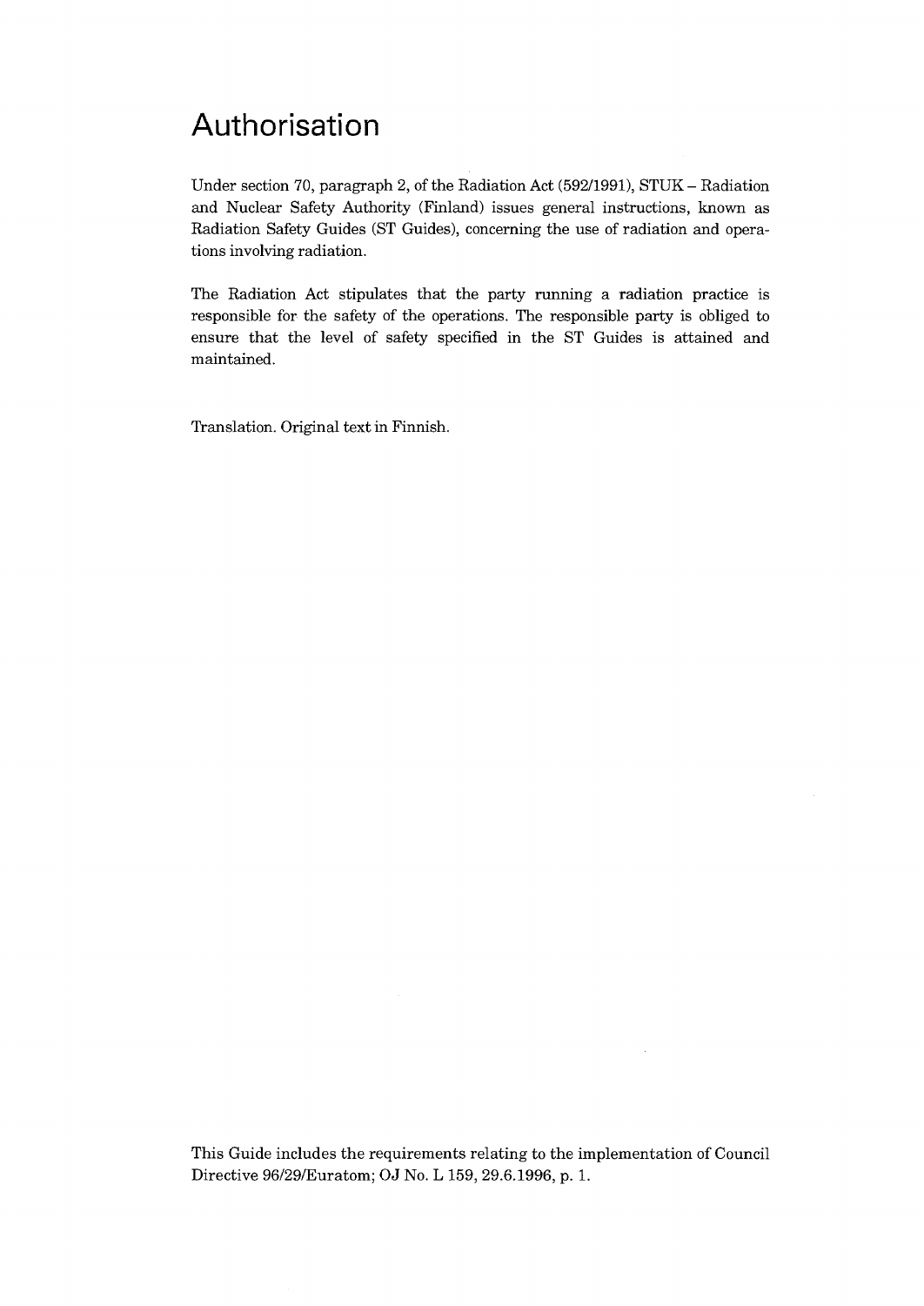# Authorisation

Under section 70, paragraph 2, of the Radiation Act (592/1991), STUK – Radiation and Nuclear Safety Authority (Finland) issues general instructions, known as Radiation Safety Guides (ST Guides), concerning the use of radiation and operations involving radiation.

The Radiation Act stipulates that the party running a radiation practice is responsible for the safety of the operations. The responsible party is obliged to ensure that the level of safety specified in the ST Guides is attained and maintained.

Translation. Original text in Finnish.

This Guide includes the requirements relating to the implementation of Council Directive 96/29/Euratom; OJ No. L 159, 29.6.1996, p. 1.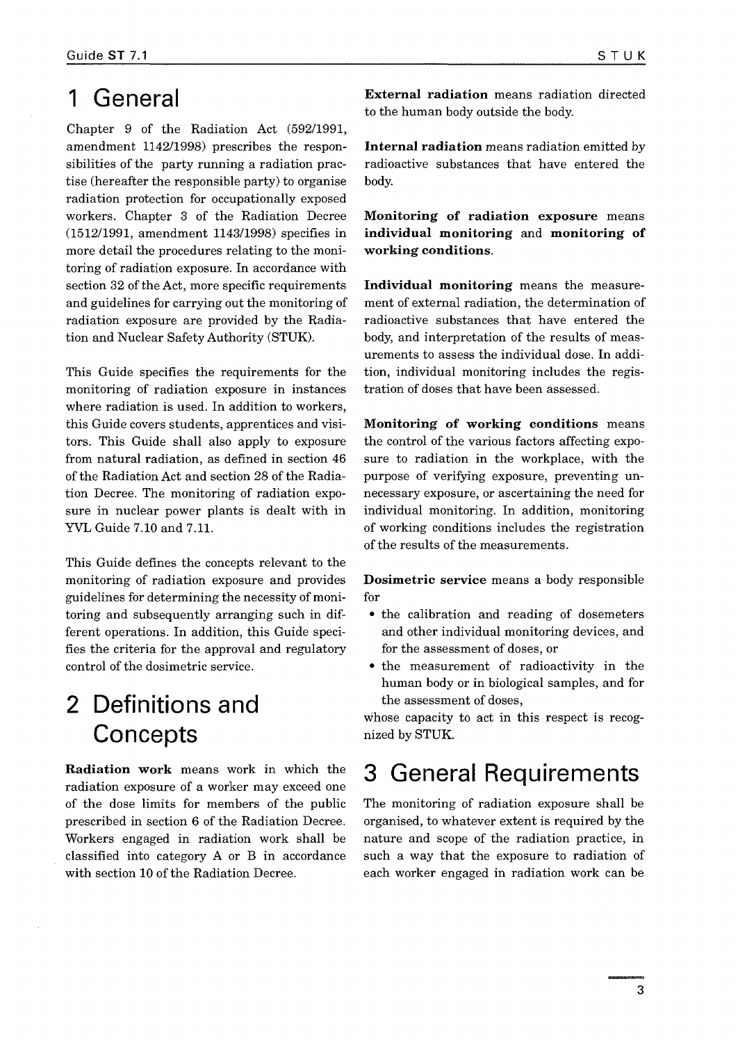# 1 General

Chapter 9 of the Radiation Act (592/1991, amendment 1142/1998) prescribes the responsibilities of the party running a radiation practise (hereafter the responsible party) to organise radiation protection for occupationally exposed workers. Chapter 3 of the Radiation Decree (1512/1991, amendment 1143/1998) specifies in more detail the procedures relating to the monitoring of radiation exposure. In accordance with section 32 of the Act, more specific requirements and guidelines for carrying out the monitoring of radiation exposure are provided by the Radiation and Nuclear Safety Authority (STUK).

This Guide specifies the requirements for the monitoring of radiation exposure in instances where radiation is used. In addition to workers, this Guide covers students, apprentices and visitors. This Guide shall also apply to exposure from natural radiation, as defined in section 46 of the Radiation Act and section 28 of the Radiation Decree. The monitoring of radiation exposure in nuclear power plants is dealt with in YVL Guide 7.10 and 7.11.

This Guide defines the concepts relevant to the monitoring of radiation exposure and provides guidelines for determining the necessity of monitoring and subsequently arranging such in different operations. In addition, this Guide specifies the criteria for the approval and regulatory control of the dosimetric service.

# 2 Definitions and Concepts

**Radiation work** means work in which the radiation exposure of a worker may exceed one of the dose limits for members of the public prescribed in section 6 of the Radiation Decree. Workers engaged in radiation work shall be classified into category A or B in accordance with section 10 of the Radiation Decree.

**External radiation** means radiation directed to the human body outside the body.

**Internal radiation** means radiation emitted by radioactive substances that have entered the body.

**Monitoring of radiation exposure** means **individual monitoring** and **monitoring of working conditions**.

**Individual monitoring** means the measurement of external radiation, the determination of radioactive substances that have entered the body, and interpretation of the results of measurements to assess the individual dose. In addition, individual monitoring includes the registration of doses that have been assessed.

**Monitoring of working conditions** means the control of the various factors affecting exposure to radiation in the workplace, with the purpose of verifying exposure, preventing unnecessary exposure, or ascertaining the need for individual monitoring. In addition, monitoring of working conditions includes the registration of the results of the measurements.

**Dosimetric service** means a body responsible for

- the calibration and reading of dosemeters and other individual monitoring devices, and for the assessment of doses, or
- the measurement of radioactivity in the human body or in biological samples, and for the assessment of doses,

whose capacity to act in this respect is recognized by STUK.

# 3 General Requirements

The monitoring of radiation exposure shall be organised, to whatever extent is required by the nature and scope of the radiation practice, in such a way that the exposure to radiation of each worker engaged in radiation work can be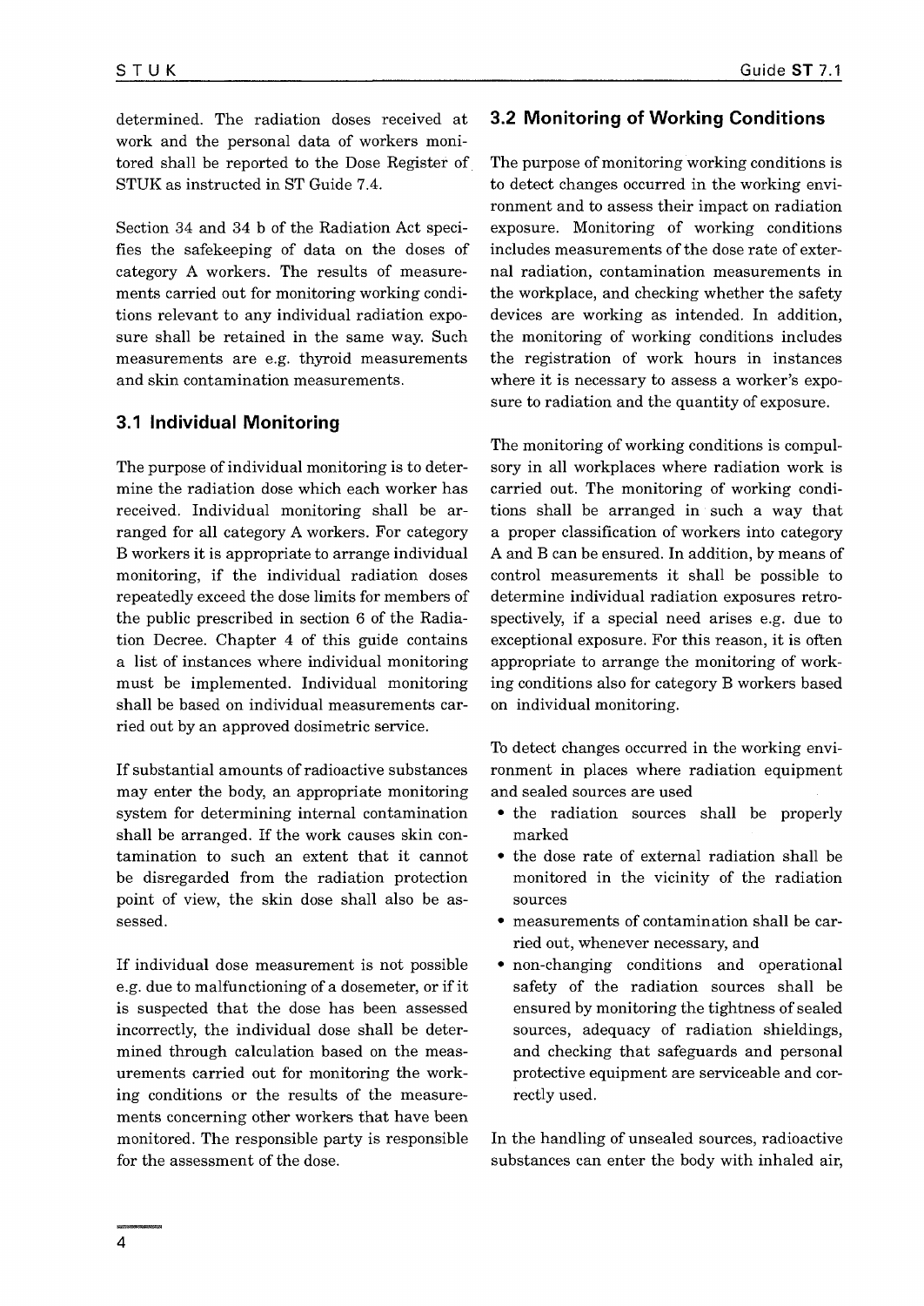determined. The radiation doses received at work and the personal data of workers monitored shall be reported to the Dose Register of STUK as instructed in ST Guide 7.4.

Section 34 and 34 b of the Radiation Act specifies the safekeeping of data on the doses of category A workers. The results of measurements carried out for monitoring working conditions relevant to any individual radiation exposure shall be retained in the same way. Such measurements are e.g. thyroid measurements and skin contamination measurements.

## 3.1 Individual Monitoring

The purpose of individual monitoring is to determine the radiation dose which each worker has received. Individual monitoring shall be arranged for all category A workers. For category B workers it is appropriate to arrange individual monitoring, if the individual radiation doses repeatedly exceed the dose limits for members of the public prescribed in section 6 of the Radiation Decree. Chapter 4 of this guide contains a list of instances where individual monitoring must be implemented. Individual monitoring shall be based on individual measurements carried out by an approved dosimetric service.

If substantial amounts of radioactive substances may enter the body, an appropriate monitoring system for determining internal contamination shall be arranged. If the work causes skin contamination to such an extent that it cannot be disregarded from the radiation protection point of view, the skin dose shall also be assessed.

If individual dose measurement is not possible e.g. due to malfunctioning of a dosemeter, or if it is suspected that the dose has been assessed incorrectly, the individual dose shall be determined through calculation based on the measurements carried out for monitoring the working conditions or the results of the measurements concerning other workers that have been monitored. The responsible party is responsible for the assessment of the dose.

## 3.2 Monitoring of Working Conditions

The purpose of monitoring working conditions is to detect changes occurred in the working environment and to assess their impact on radiation exposure. Monitoring of working conditions includes measurements of the dose rate of external radiation, contamination measurements in the workplace, and checking whether the safety devices are working as intended. In addition, the monitoring of working conditions includes the registration of work hours in instances where it is necessary to assess a worker's exposure to radiation and the quantity of exposure.

The monitoring of working conditions is compulsory in all workplaces where radiation work is carried out. The monitoring of working conditions shall be arranged in such a way that a proper classification of workers into category A and B can be ensured. In addition, by means of control measurements it shall be possible to determine individual radiation exposures retrospectively, if a special need arises e.g. due to exceptional exposure. For this reason, it is often appropriate to arrange the monitoring of working conditions also for category B workers based on individual monitoring.

To detect changes occurred in the working environment in places where radiation equipment and sealed sources are used

- the radiation sources shall be properly marked
- the dose rate of external radiation shall be monitored in the vicinity of the radiation sources
- measurements of contamination shall be carried out, whenever necessary, and
- non-changing conditions and operational safety of the radiation sources shall be ensured by monitoring the tightness of sealed sources, adequacy of radiation shieldings, and checking that safeguards and personal protective equipment are serviceable and correctly used.

In the handling of unsealed sources, radioactive substances can enter the body with inhaled air,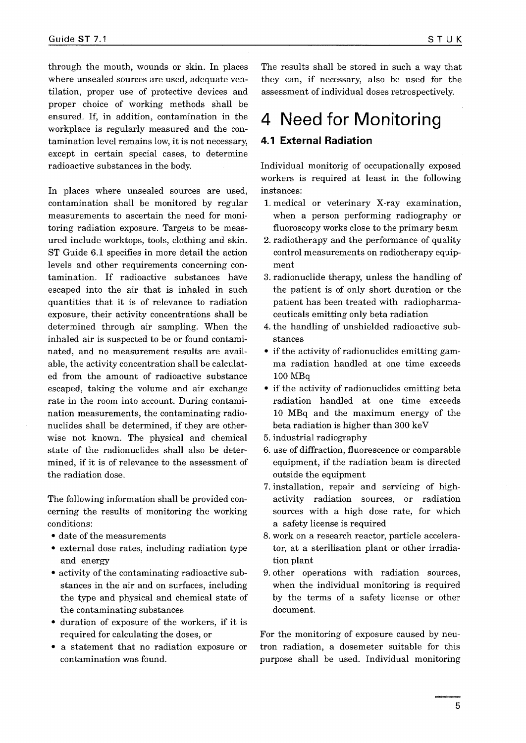through the mouth, wounds or skin. In places where unsealed sources are used, adequate ventilation, proper use of protective devices and proper choice of working methods shall be ensured. If, in addition, contamination in the workplace is regularly measured and the contamination level remains low, it is not necessary, except in certain special cases, to determine radioactive substances in the body.

In places where unsealed sources are used, contamination shall be monitored by regular measurements to ascertain the need for monitoring radiation exposure. Targets to be measured include worktops, tools, clothing and skin. ST Guide 6.1 specifies in more detail the action levels and other requirements concerning contamination. If radioactive substances have escaped into the air that is inhaled in such quantities that it is of relevance to radiation exposure, their activity concentrations shall be determined through air sampling. When the inhaled air is suspected to be or found contaminated, and no measurement results are available, the activity concentration shall be calculated from the amount of radioactive substance escaped, taking the volume and air exchange rate in the room into account. During contamination measurements, the contaminating radionuclides shall be determined, if they are otherwise not known. The physical and chemical state of the radionuclides shall also be determined, if it is of relevance to the assessment of the radiation dose.

The following information shall be provided concerning the results of monitoring the working conditions:

- date of the measurements
- external dose rates, including radiation type and energy
- activity of the contaminating radioactive substances in the air and on surfaces, including the type and physical and chemical state of the contaminating substances
- duration of exposure of the workers, if it is required for calculating the doses, or
- a statement that no radiation exposure or contamination was found.

The results shall be stored in such a way that they can, if necessary, also be used for the assessment of individual doses retrospectively.

# 4 Need for Monitoring

## 4.1 External Radiation

Individual monitorig of occupationally exposed workers is required at least in the following instances:

1. medical or veterinary X-ray examination, when a person performing radiography or fluoroscopy works close to the primary beam
2. radiotherapy and the performance of quality control measurements on radiotherapy equipment
3. radionuclide therapy, unless the handling of the patient is of only short duration or the patient has been treated with radiopharmaceuticals emitting only beta radiation
4. the handling of unshielded radioactive substances
   - if the activity of radionuclides emitting gamma radiation handled at one time exceeds 100 MBq
   - if the activity of radionuclides emitting beta radiation handled at one time exceeds 10 MBq and the maximum energy of the beta radiation is higher than 300 keV
5. industrial radiography
6. use of diffraction, fluorescence or comparable equipment, if the radiation beam is directed outside the equipment
7. installation, repair and servicing of high-activity radiation sources, or radiation sources with a high dose rate, for which a safety license is required
8. work on a research reactor, particle accelerator, at a sterilisation plant or other irradiation plant
9. other operations with radiation sources, when the individual monitoring is required by the terms of a safety license or other document.

For the monitoring of exposure caused by neutron radiation, a dosemeter suitable for this purpose shall be used. Individual monitoring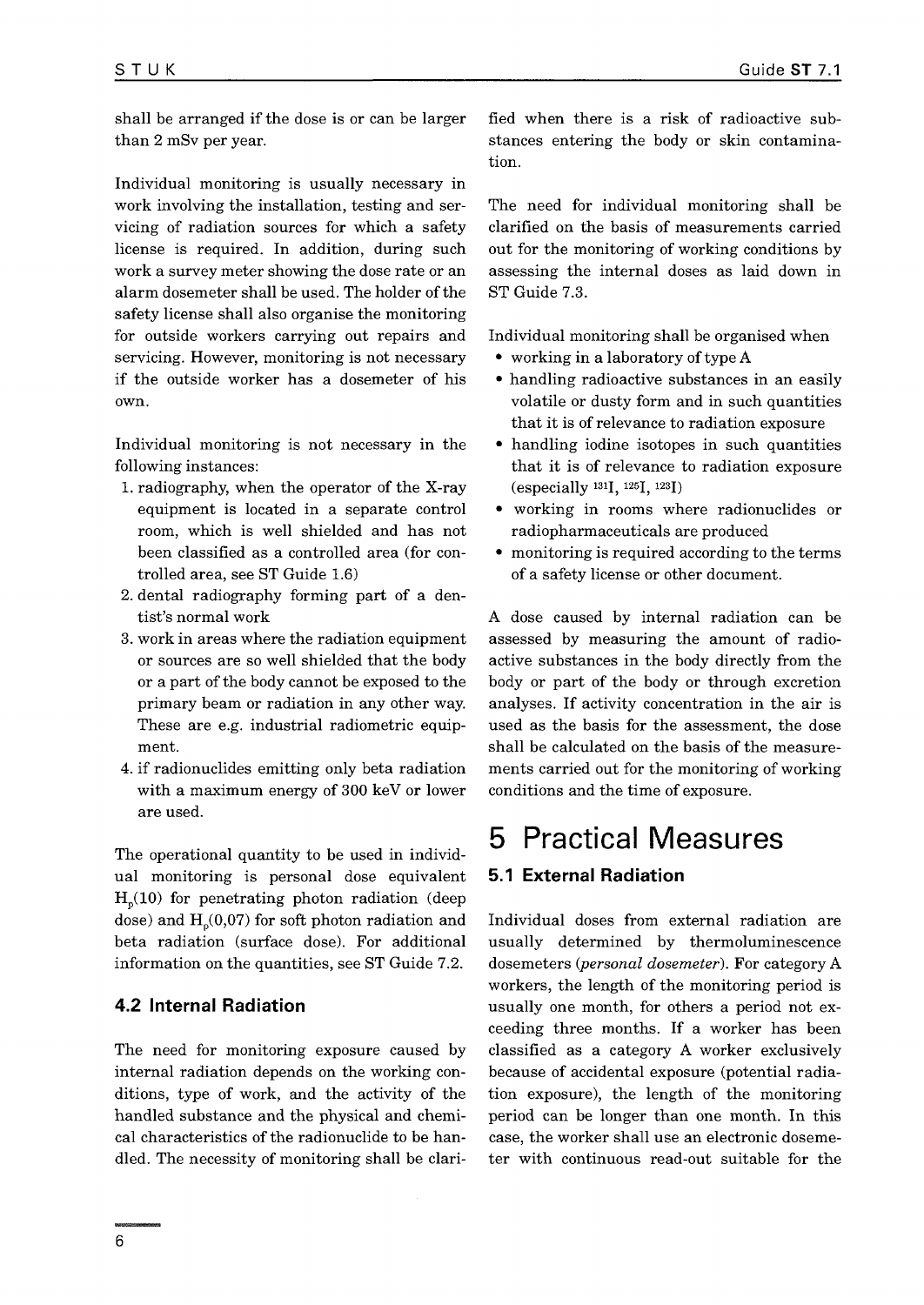shall be arranged if the dose is or can be larger than 2 mSv per year.

Individual monitoring is usually necessary in work involving the installation, testing and servicing of radiation sources for which a safety license is required. In addition, during such work a survey meter showing the dose rate or an alarm dosemeter shall be used. The holder of the safety license shall also organise the monitoring for outside workers carrying out repairs and servicing. However, monitoring is not necessary if the outside worker has a dosemeter of his own.

Individual monitoring is not necessary in the following instances:

1. radiography, when the operator of the X-ray equipment is located in a separate control room, which is well shielded and has not been classified as a controlled area (for controlled area, see ST Guide 1.6)
2. dental radiography forming part of a dentist's normal work
3. work in areas where the radiation equipment or sources are so well shielded that the body or a part of the body cannot be exposed to the primary beam or radiation in any other way. These are e.g. industrial radiometric equipment.
4. if radionuclides emitting only beta radiation with a maximum energy of 300 keV or lower are used.

The operational quantity to be used in individual monitoring is personal dose equivalent $H_p(10)$ for penetrating photon radiation (deep dose) and $H_p(0,07)$ for soft photon radiation and beta radiation (surface dose). For additional information on the quantities, see ST Guide 7.2.

### 4.2 Internal Radiation

The need for monitoring exposure caused by internal radiation depends on the working conditions, type of work, and the activity of the handled substance and the physical and chemical characteristics of the radionuclide to be handled. The necessity of monitoring shall be clarified when there is a risk of radioactive substances entering the body or skin contamination.

The need for individual monitoring shall be clarified on the basis of measurements carried out for the monitoring of working conditions by assessing the internal doses as laid down in ST Guide 7.3.

Individual monitoring shall be organised when

- working in a laboratory of type A
- handling radioactive substances in an easily volatile or dusty form and in such quantities that it is of relevance to radiation exposure
- handling iodine isotopes in such quantities that it is of relevance to radiation exposure (especially $^{131}I$, $^{125}I$, $^{123}I$)
- working in rooms where radionuclides or radiopharmaceuticals are produced
- monitoring is required according to the terms of a safety license or other document.

A dose caused by internal radiation can be assessed by measuring the amount of radioactive substances in the body directly from the body or part of the body or through excretion analyses. If activity concentration in the air is used as the basis for the assessment, the dose shall be calculated on the basis of the measurements carried out for the monitoring of working conditions and the time of exposure.

# 5 Practical Measures

### 5.1 External Radiation

Individual doses from external radiation are usually determined by thermoluminescence dosemeters (*personal dosemeter*). For category A workers, the length of the monitoring period is usually one month, for others a period not exceeding three months. If a worker has been classified as a category A worker exclusively because of accidental exposure (potential radiation exposure), the length of the monitoring period can be longer than one month. In this case, the worker shall use an electronic dosemeter with continuous read-out suitable for the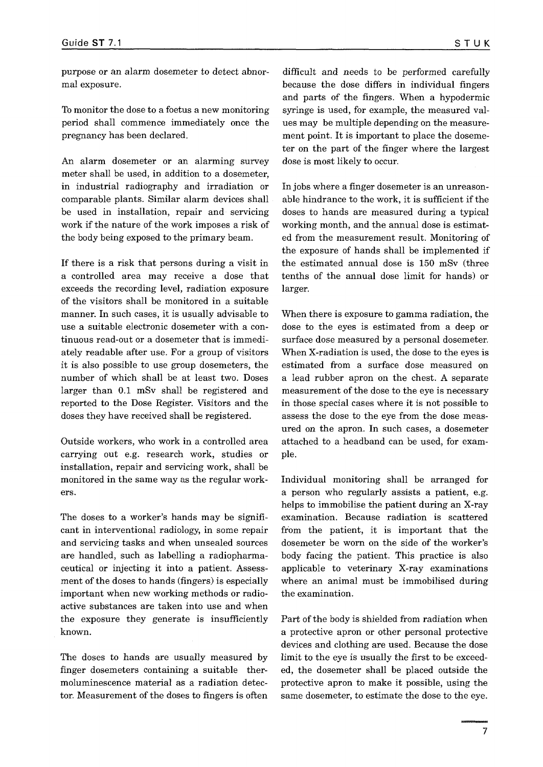purpose or an alarm dosemeter to detect abnormal exposure.

To monitor the dose to a foetus a new monitoring period shall commence immediately once the pregnancy has been declared.

An alarm dosemeter or an alarming survey meter shall be used, in addition to a dosemeter, in industrial radiography and irradiation or comparable plants. Similar alarm devices shall be used in installation, repair and servicing work if the nature of the work imposes a risk of the body being exposed to the primary beam.

If there is a risk that persons during a visit in a controlled area may receive a dose that exceeds the recording level, radiation exposure of the visitors shall be monitored in a suitable manner. In such cases, it is usually advisable to use a suitable electronic dosemeter with a continuous read-out or a dosemeter that is immediately readable after use. For a group of visitors it is also possible to use group dosemeters, the number of which shall be at least two. Doses larger than 0.1 mSv shall be registered and reported to the Dose Register. Visitors and the doses they have received shall be registered.

Outside workers, who work in a controlled area carrying out e.g. research work, studies or installation, repair and servicing work, shall be monitored in the same way as the regular workers.

The doses to a worker's hands may be significant in interventional radiology, in some repair and servicing tasks and when unsealed sources are handled, such as labelling a radiopharmaceutical or injecting it into a patient. Assessment of the doses to hands (fingers) is especially important when new working methods or radioactive substances are taken into use and when the exposure they generate is insufficiently known.

The doses to hands are usually measured by finger dosemeters containing a suitable thermoluminescence material as a radiation detector. Measurement of the doses to fingers is often difficult and needs to be performed carefully because the dose differs in individual fingers and parts of the fingers. When a hypodermic syringe is used, for example, the measured values may be multiple depending on the measurement point. It is important to place the dosemeter on the part of the finger where the largest dose is most likely to occur.

In jobs where a finger dosemeter is an unreasonable hindrance to the work, it is sufficient if the doses to hands are measured during a typical working month, and the annual dose is estimated from the measurement result. Monitoring of the exposure of hands shall be implemented if the estimated annual dose is 150 mSv (three tenths of the annual dose limit for hands) or larger.

When there is exposure to gamma radiation, the dose to the eyes is estimated from a deep or surface dose measured by a personal dosemeter. When X-radiation is used, the dose to the eyes is estimated from a surface dose measured on a lead rubber apron on the chest. A separate measurement of the dose to the eye is necessary in those special cases where it is not possible to assess the dose to the eye from the dose measured on the apron. In such cases, a dosemeter attached to a headband can be used, for example.

Individual monitoring shall be arranged for a person who regularly assists a patient, e.g. helps to immobilise the patient during an X-ray examination. Because radiation is scattered from the patient, it is important that the dosemeter be worn on the side of the worker's body facing the patient. This practice is also applicable to veterinary X-ray examinations where an animal must be immobilised during the examination.

Part of the body is shielded from radiation when a protective apron or other personal protective devices and clothing are used. Because the dose limit to the eye is usually the first to be exceeded, the dosemeter shall be placed outside the protective apron to make it possible, using the same dosemeter, to estimate the dose to the eye.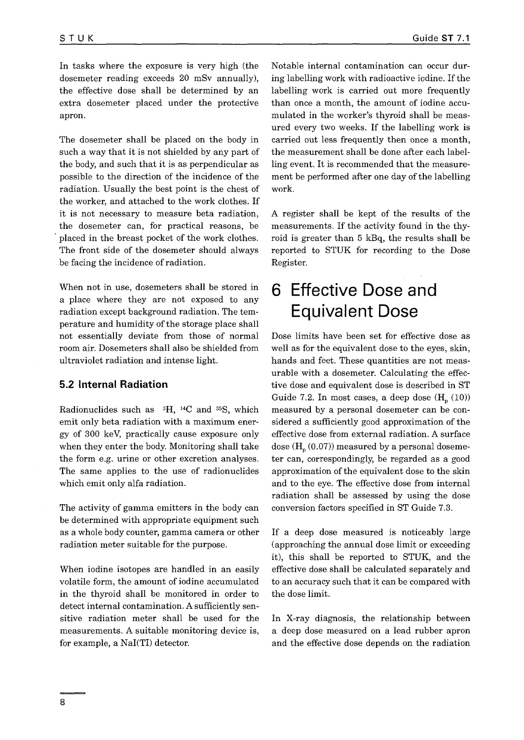In tasks where the exposure is very high (the dosemeter reading exceeds 20 mSv annually), the effective dose shall be determined by an extra dosemeter placed under the protective apron.

The dosemeter shall be placed on the body in such a way that it is not shielded by any part of the body, and such that it is as perpendicular as possible to the direction of the incidence of the radiation. Usually the best point is the chest of the worker, and attached to the work clothes. If it is not necessary to measure beta radiation, the dosemeter can, for practical reasons, be placed in the breast pocket of the work clothes. The front side of the dosemeter should always be facing the incidence of radiation.

When not in use, dosemeters shall be stored in a place where they are not exposed to any radiation except background radiation. The temperature and humidity of the storage place shall not essentially deviate from those of normal room air. Dosemeters shall also be shielded from ultraviolet radiation and intense light.

### 5.2 Internal Radiation

Radionuclides such as $^{3}H$, $^{14}C$ and $^{35}S$, which emit only beta radiation with a maximum energy of 300 keV, practically cause exposure only when they enter the body. Monitoring shall take the form e.g. urine or other excretion analyses. The same applies to the use of radionuclides which emit only alfa radiation.

The activity of gamma emitters in the body can be determined with appropriate equipment such as a whole body counter, gamma camera or other radiation meter suitable for the purpose.

When iodine isotopes are handled in an easily volatile form, the amount of iodine accumulated in the thyroid shall be monitored in order to detect internal contamination. A sufficiently sensitive radiation meter shall be used for the measurements. A suitable monitoring device is, for example, a NaI(Tl) detector.

Notable internal contamination can occur during labelling work with radioactive iodine. If the labelling work is carried out more frequently than once a month, the amount of iodine accumulated in the worker's thyroid shall be measured every two weeks. If the labelling work is carried out less frequently then once a month, the measurement shall be done after each labelling event. It is recommended that the measurement be performed after one day of the labelling work.

A register shall be kept of the results of the measurements. If the activity found in the thyroid is greater than 5 kBq, the results shall be reported to STUK for recording to the Dose Register.

## 6 Effective Dose and Equivalent Dose

Dose limits have been set for effective dose as well as for the equivalent dose to the eyes, skin, hands and feet. These quantities are not measurable with a dosemeter. Calculating the effective dose and equivalent dose is described in ST Guide 7.2. In most cases, a deep dose ($H_p$ (10)) measured by a personal dosemeter can be considered a sufficiently good approximation of the effective dose from external radiation. A surface dose ($H_p$ (0.07)) measured by a personal dosemeter can, correspondingly, be regarded as a good approximation of the equivalent dose to the skin and to the eye. The effective dose from internal radiation shall be assessed by using the dose conversion factors specified in ST Guide 7.3.

If a deep dose measured is noticeably large (approaching the annual dose limit or exceeding it), this shall be reported to STUK, and the effective dose shall be calculated separately and to an accuracy such that it can be compared with the dose limit.

In X-ray diagnosis, the relationship between a deep dose measured on a lead rubber apron and the effective dose depends on the radiation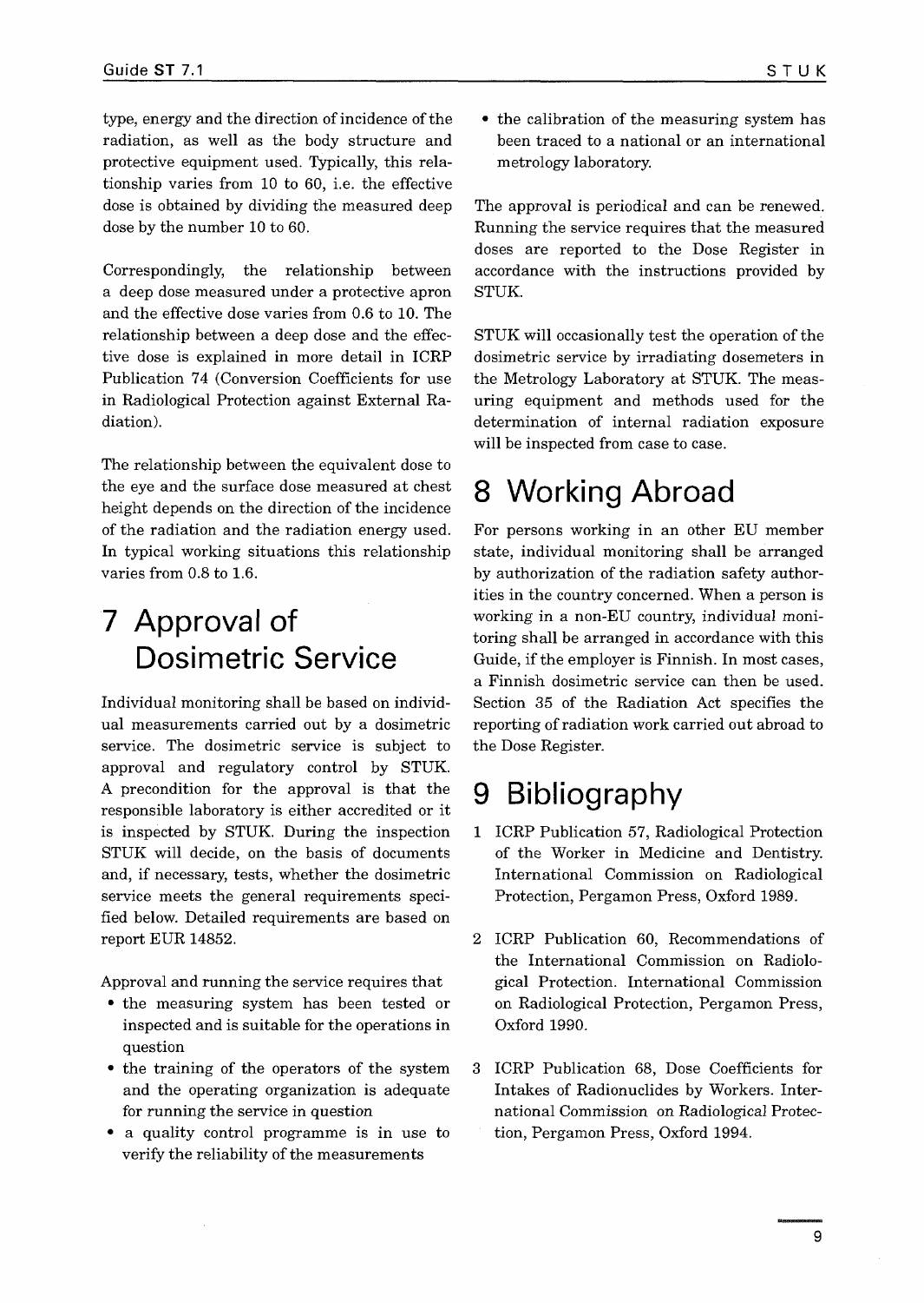type, energy and the direction of incidence of the radiation, as well as the body structure and protective equipment used. Typically, this relationship varies from 10 to 60, i.e. the effective dose is obtained by dividing the measured deep dose by the number 10 to 60.

Correspondingly, the relationship between a deep dose measured under a protective apron and the effective dose varies from 0.6 to 10. The relationship between a deep dose and the effective dose is explained in more detail in ICRP Publication 74 (Conversion Coefficients for use in Radiological Protection against External Radiation).

The relationship between the equivalent dose to the eye and the surface dose measured at chest height depends on the direction of the incidence of the radiation and the radiation energy used. In typical working situations this relationship varies from 0.8 to 1.6.

# 7 Approval of Dosimetric Service

Individual monitoring shall be based on individual measurements carried out by a dosimetric service. The dosimetric service is subject to approval and regulatory control by STUK. A precondition for the approval is that the responsible laboratory is either accredited or it is inspected by STUK. During the inspection STUK will decide, on the basis of documents and, if necessary, tests, whether the dosimetric service meets the general requirements specified below. Detailed requirements are based on report EUR 14852.

Approval and running the service requires that

- the measuring system has been tested or inspected and is suitable for the operations in question
- the training of the operators of the system and the operating organization is adequate for running the service in question
- a quality control programme is in use to verify the reliability of the measurements
- the calibration of the measuring system has been traced to a national or an international metrology laboratory.

The approval is periodical and can be renewed. Running the service requires that the measured doses are reported to the Dose Register in accordance with the instructions provided by STUK.

STUK will occasionally test the operation of the dosimetric service by irradiating dosemeters in the Metrology Laboratory at STUK. The measuring equipment and methods used for the determination of internal radiation exposure will be inspected from case to case.

# 8 Working Abroad

For persons working in an other EU member state, individual monitoring shall be arranged by authorization of the radiation safety authorities in the country concerned. When a person is working in a non-EU country, individual monitoring shall be arranged in accordance with this Guide, if the employer is Finnish. In most cases, a Finnish dosimetric service can then be used. Section 35 of the Radiation Act specifies the reporting of radiation work carried out abroad to the Dose Register.

# 9 Bibliography

1. ICRP Publication 57, Radiological Protection of the Worker in Medicine and Dentistry. International Commission on Radiological Protection, Pergamon Press, Oxford 1989.
2. ICRP Publication 60, Recommendations of the International Commission on Radiological Protection. International Commission on Radiological Protection, Pergamon Press, Oxford 1990.
3. ICRP Publication 68, Dose Coefficients for Intakes of Radionuclides by Workers. International Commission on Radiological Protection, Pergamon Press, Oxford 1994.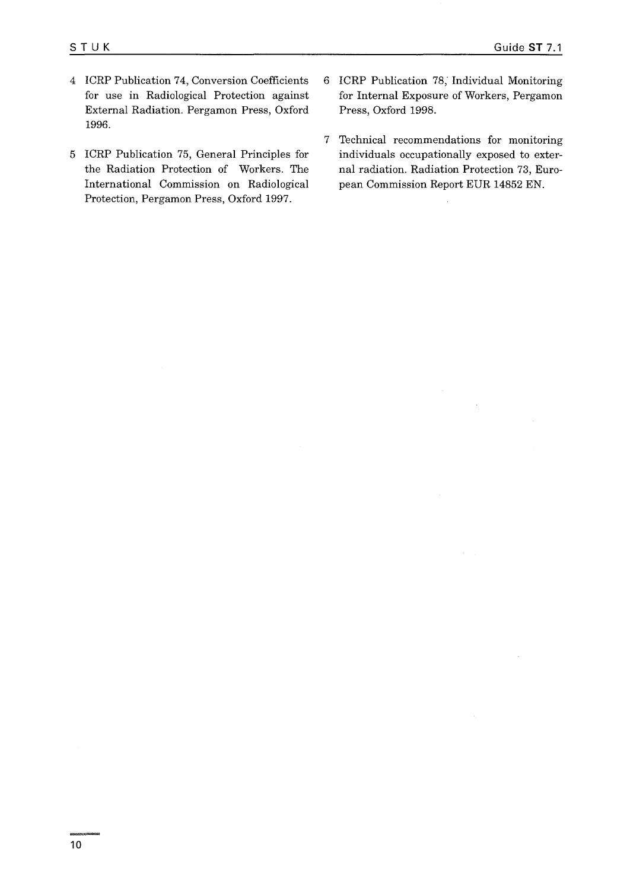4 ICRP Publication 74, Conversion Coefficients for use in Radiological Protection against External Radiation. Pergamon Press, Oxford 1996.

5 ICRP Publication 75, General Principles for the Radiation Protection of Workers. The International Commission on Radiological Protection, Pergamon Press, Oxford 1997.

6 ICRP Publication 78, Individual Monitoring for Internal Exposure of Workers, Pergamon Press, Oxford 1998.

7 Technical recommendations for monitoring individuals occupationally exposed to external radiation. Radiation Protection 73, European Commission Report EUR 14852 EN.